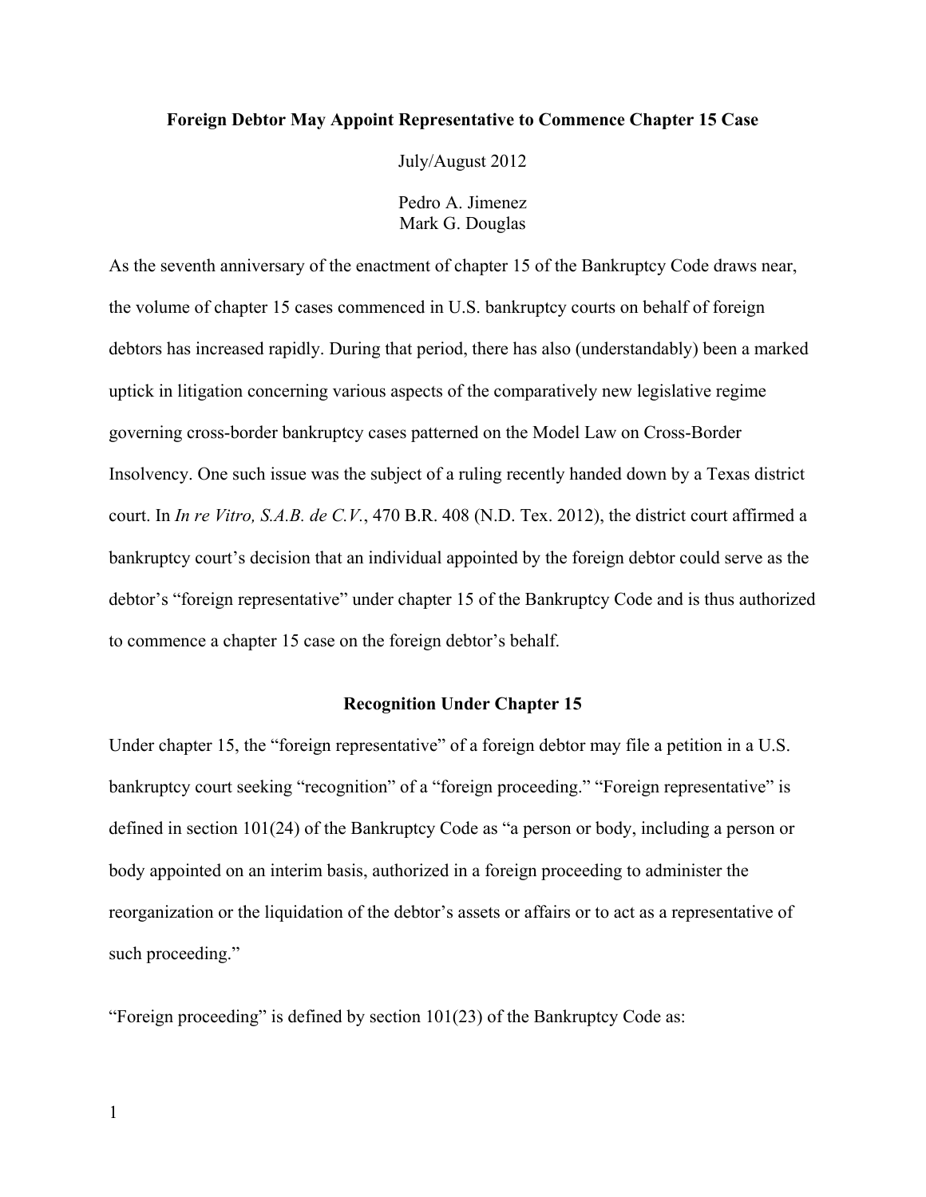# Foreign Debtor May Appoint Representative to Commence Chapter 15 Case

July/August 2012

Pedro A. Jimenez
Mark G. Douglas

As the seventh anniversary of the enactment of chapter 15 of the Bankruptcy Code draws near, the volume of chapter 15 cases commenced in U.S. bankruptcy courts on behalf of foreign debtors has increased rapidly. During that period, there has also (understandably) been a marked uptick in litigation concerning various aspects of the comparatively new legislative regime governing cross-border bankruptcy cases patterned on the Model Law on Cross-Border Insolvency. One such issue was the subject of a ruling recently handed down by a Texas district court. In *In re Vitro, S.A.B. de C.V.*, 470 B.R. 408 (N.D. Tex. 2012), the district court affirmed a bankruptcy court's decision that an individual appointed by the foreign debtor could serve as the debtor's "foreign representative" under chapter 15 of the Bankruptcy Code and is thus authorized to commence a chapter 15 case on the foreign debtor's behalf.

## Recognition Under Chapter 15

Under chapter 15, the "foreign representative" of a foreign debtor may file a petition in a U.S. bankruptcy court seeking "recognition" of a "foreign proceeding." "Foreign representative" is defined in section 101(24) of the Bankruptcy Code as "a person or body, including a person or body appointed on an interim basis, authorized in a foreign proceeding to administer the reorganization or the liquidation of the debtor's assets or affairs or to act as a representative of such proceeding."

"Foreign proceeding" is defined by section 101(23) of the Bankruptcy Code as: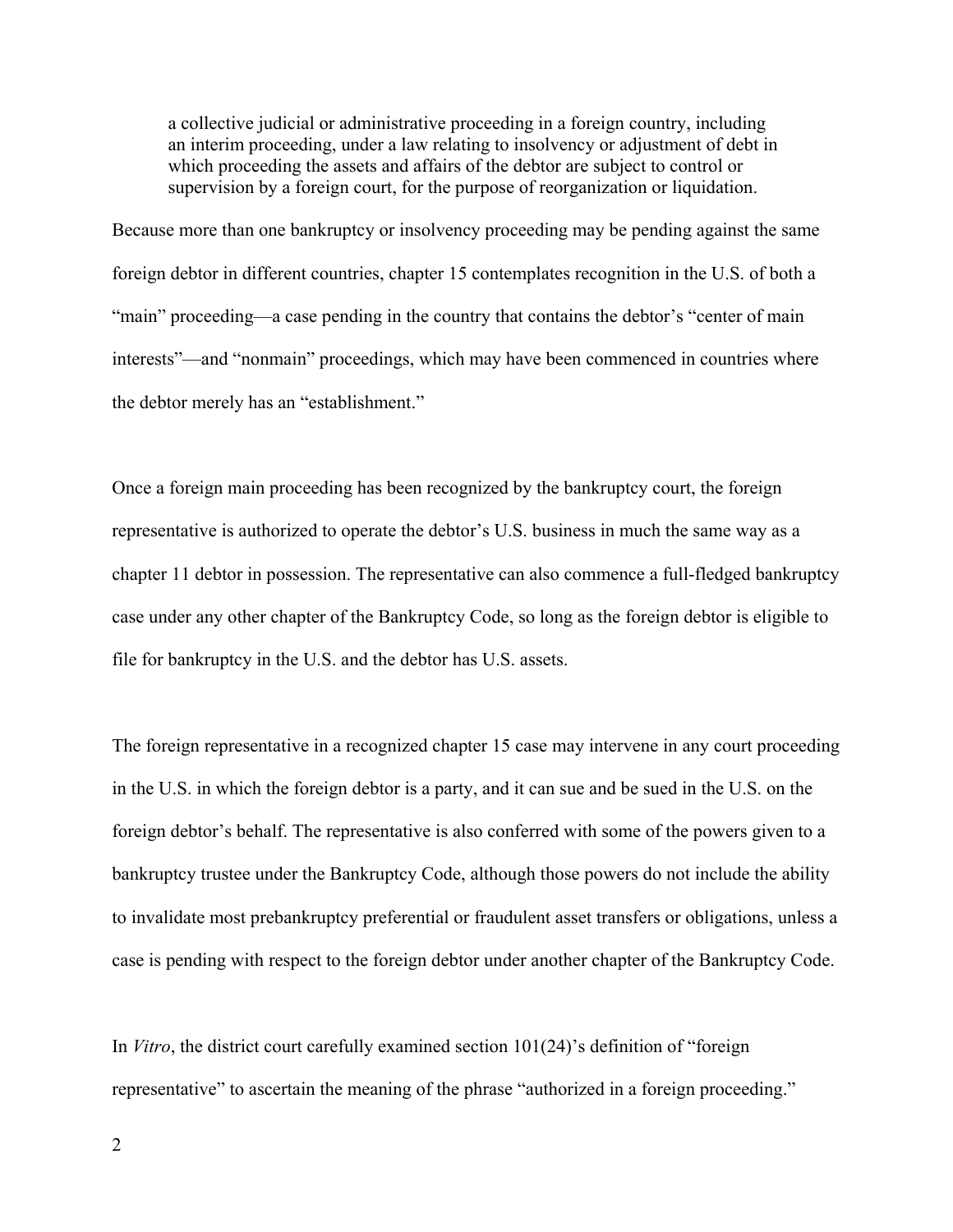> a collective judicial or administrative proceeding in a foreign country, including an interim proceeding, under a law relating to insolvency or adjustment of debt in which proceeding the assets and affairs of the debtor are subject to control or supervision by a foreign court, for the purpose of reorganization or liquidation.

Because more than one bankruptcy or insolvency proceeding may be pending against the same foreign debtor in different countries, chapter 15 contemplates recognition in the U.S. of both a "main" proceeding—a case pending in the country that contains the debtor's "center of main interests"—and "nonmain" proceedings, which may have been commenced in countries where the debtor merely has an "establishment."

Once a foreign main proceeding has been recognized by the bankruptcy court, the foreign representative is authorized to operate the debtor's U.S. business in much the same way as a chapter 11 debtor in possession. The representative can also commence a full-fledged bankruptcy case under any other chapter of the Bankruptcy Code, so long as the foreign debtor is eligible to file for bankruptcy in the U.S. and the debtor has U.S. assets.

The foreign representative in a recognized chapter 15 case may intervene in any court proceeding in the U.S. in which the foreign debtor is a party, and it can sue and be sued in the U.S. on the foreign debtor's behalf. The representative is also conferred with some of the powers given to a bankruptcy trustee under the Bankruptcy Code, although those powers do not include the ability to invalidate most prebankruptcy preferential or fraudulent asset transfers or obligations, unless a case is pending with respect to the foreign debtor under another chapter of the Bankruptcy Code.

In *Vitro*, the district court carefully examined section 101(24)'s definition of "foreign representative" to ascertain the meaning of the phrase "authorized in a foreign proceeding."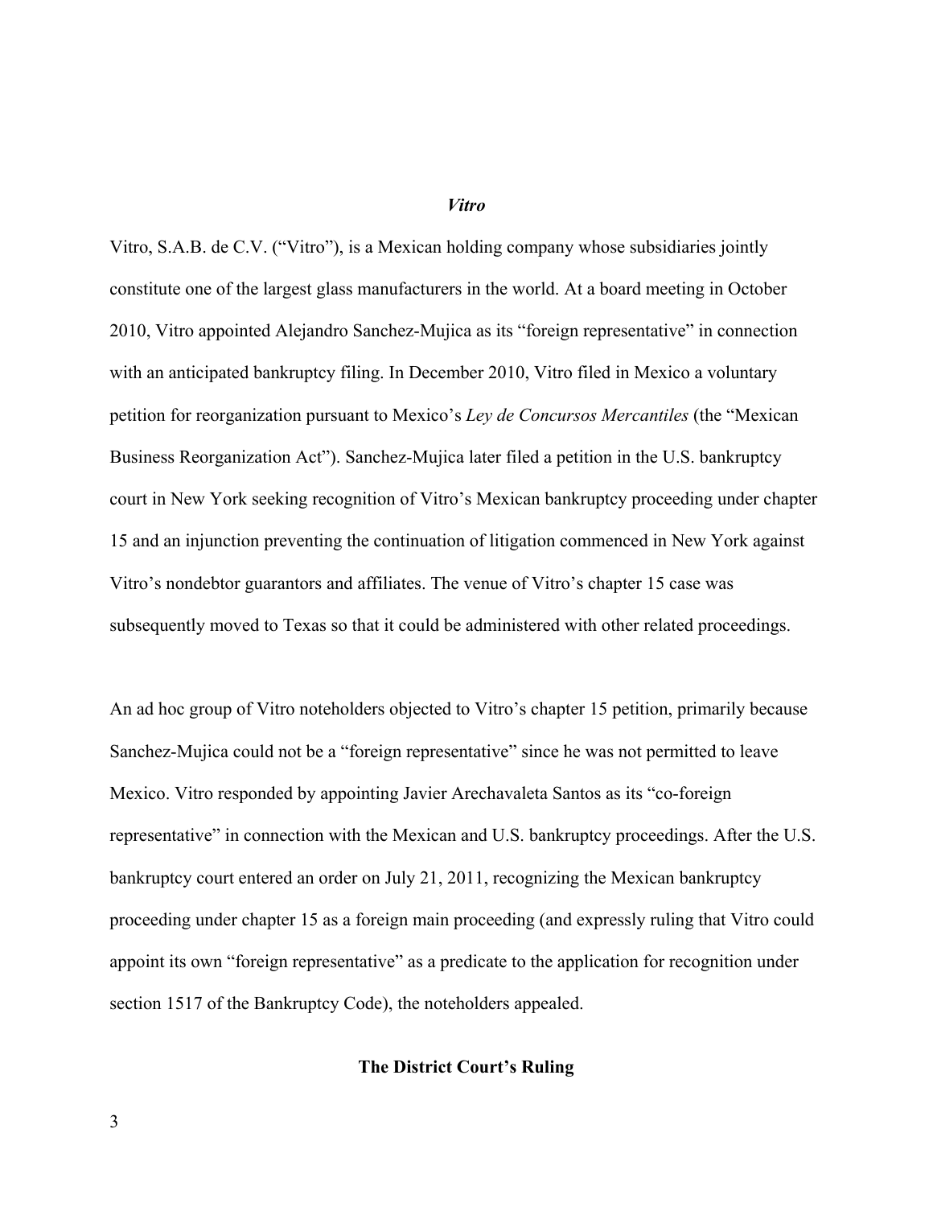### *Vitro*

Vitro, S.A.B. de C.V. ("Vitro"), is a Mexican holding company whose subsidiaries jointly constitute one of the largest glass manufacturers in the world. At a board meeting in October 2010, Vitro appointed Alejandro Sanchez-Mujica as its "foreign representative" in connection with an anticipated bankruptcy filing. In December 2010, Vitro filed in Mexico a voluntary petition for reorganization pursuant to Mexico's *Ley de Concursos Mercantiles* (the "Mexican Business Reorganization Act"). Sanchez-Mujica later filed a petition in the U.S. bankruptcy court in New York seeking recognition of Vitro's Mexican bankruptcy proceeding under chapter 15 and an injunction preventing the continuation of litigation commenced in New York against Vitro's nondebtor guarantors and affiliates. The venue of Vitro's chapter 15 case was subsequently moved to Texas so that it could be administered with other related proceedings.

An ad hoc group of Vitro noteholders objected to Vitro's chapter 15 petition, primarily because Sanchez-Mujica could not be a "foreign representative" since he was not permitted to leave Mexico. Vitro responded by appointing Javier Arechavaleta Santos as its "co-foreign representative" in connection with the Mexican and U.S. bankruptcy proceedings. After the U.S. bankruptcy court entered an order on July 21, 2011, recognizing the Mexican bankruptcy proceeding under chapter 15 as a foreign main proceeding (and expressly ruling that Vitro could appoint its own "foreign representative" as a predicate to the application for recognition under section 1517 of the Bankruptcy Code), the noteholders appealed.

### The District Court's Ruling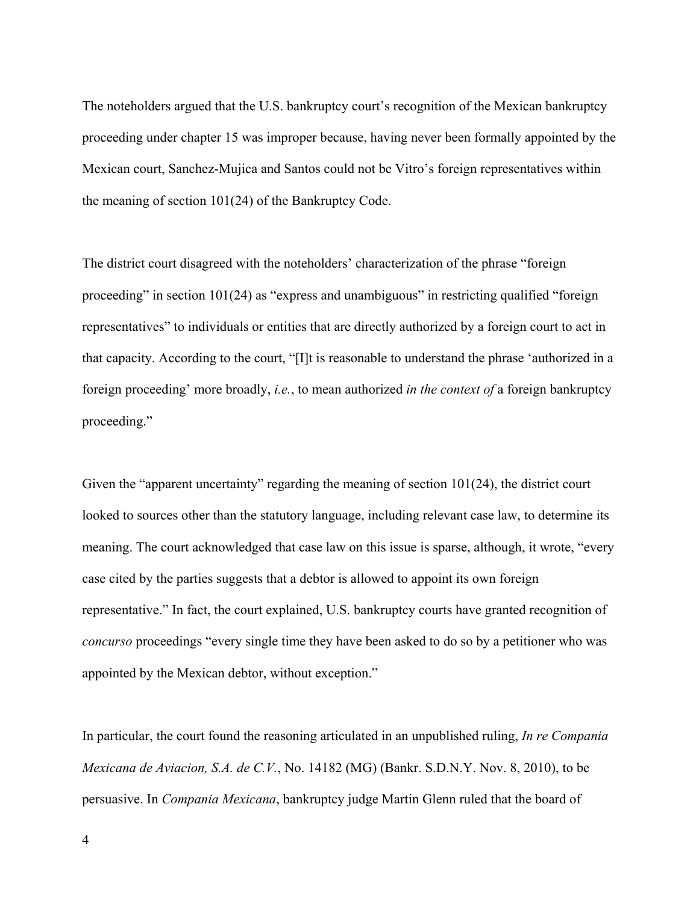The noteholders argued that the U.S. bankruptcy court's recognition of the Mexican bankruptcy proceeding under chapter 15 was improper because, having never been formally appointed by the Mexican court, Sanchez-Mujica and Santos could not be Vitro's foreign representatives within the meaning of section 101(24) of the Bankruptcy Code.

The district court disagreed with the noteholders' characterization of the phrase "foreign proceeding" in section 101(24) as "express and unambiguous" in restricting qualified "foreign representatives" to individuals or entities that are directly authorized by a foreign court to act in that capacity. According to the court, "[I]t is reasonable to understand the phrase 'authorized in a foreign proceeding' more broadly, *i.e.*, to mean authorized *in the context of* a foreign bankruptcy proceeding."

Given the "apparent uncertainty" regarding the meaning of section 101(24), the district court looked to sources other than the statutory language, including relevant case law, to determine its meaning. The court acknowledged that case law on this issue is sparse, although, it wrote, "every case cited by the parties suggests that a debtor is allowed to appoint its own foreign representative." In fact, the court explained, U.S. bankruptcy courts have granted recognition of *concurso* proceedings "every single time they have been asked to do so by a petitioner who was appointed by the Mexican debtor, without exception."

In particular, the court found the reasoning articulated in an unpublished ruling, *In re Compania Mexicana de Aviacion, S.A. de C.V.*, No. 14182 (MG) (Bankr. S.D.N.Y. Nov. 8, 2010), to be persuasive. In *Compania Mexicana*, bankruptcy judge Martin Glenn ruled that the board of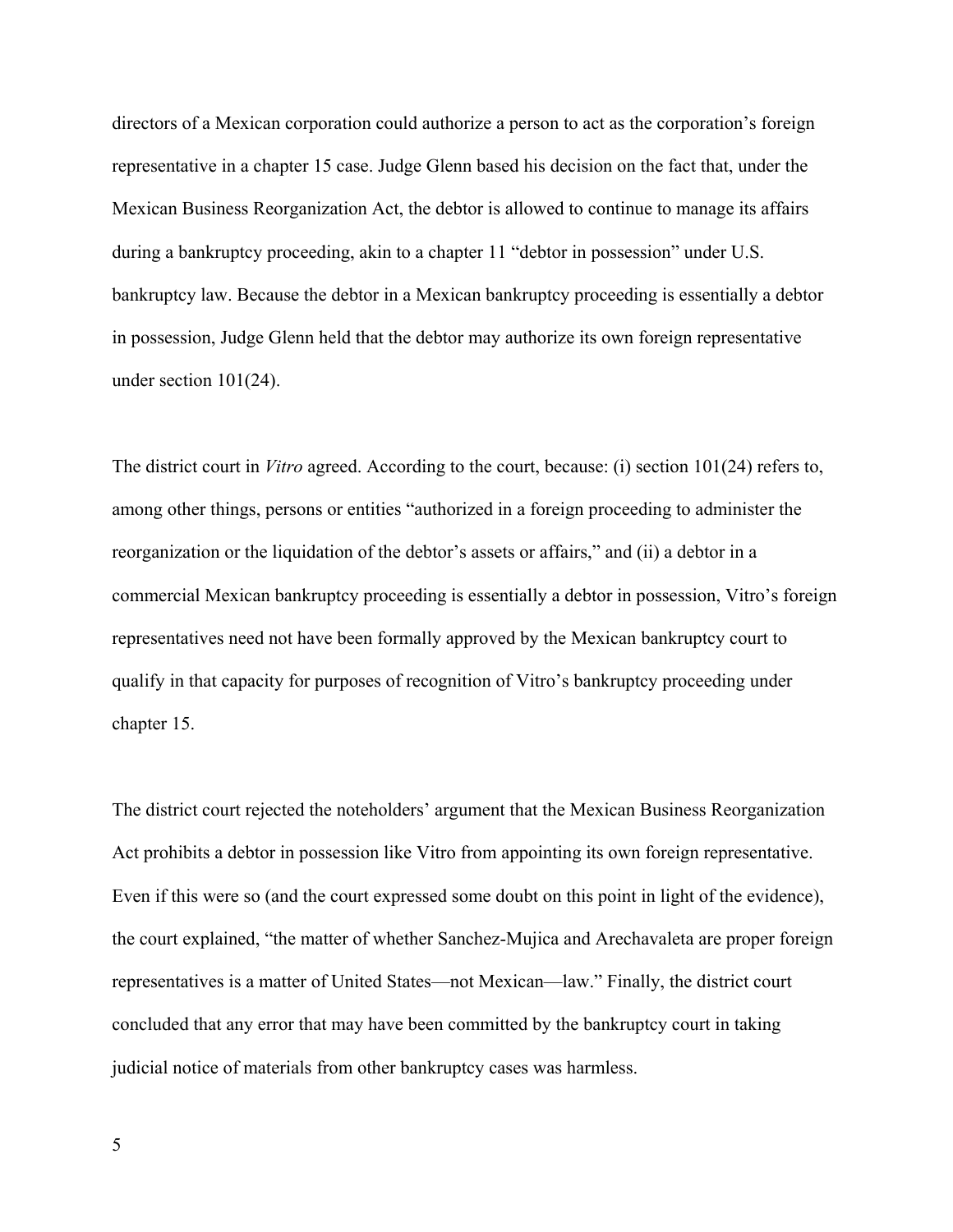directors of a Mexican corporation could authorize a person to act as the corporation's foreign representative in a chapter 15 case. Judge Glenn based his decision on the fact that, under the Mexican Business Reorganization Act, the debtor is allowed to continue to manage its affairs during a bankruptcy proceeding, akin to a chapter 11 "debtor in possession" under U.S. bankruptcy law. Because the debtor in a Mexican bankruptcy proceeding is essentially a debtor in possession, Judge Glenn held that the debtor may authorize its own foreign representative under section 101(24).

The district court in *Vitro* agreed. According to the court, because: (i) section 101(24) refers to, among other things, persons or entities "authorized in a foreign proceeding to administer the reorganization or the liquidation of the debtor's assets or affairs," and (ii) a debtor in a commercial Mexican bankruptcy proceeding is essentially a debtor in possession, Vitro's foreign representatives need not have been formally approved by the Mexican bankruptcy court to qualify in that capacity for purposes of recognition of Vitro's bankruptcy proceeding under chapter 15.

The district court rejected the noteholders' argument that the Mexican Business Reorganization Act prohibits a debtor in possession like Vitro from appointing its own foreign representative. Even if this were so (and the court expressed some doubt on this point in light of the evidence), the court explained, "the matter of whether Sanchez-Mujica and Arechavaleta are proper foreign representatives is a matter of United States—not Mexican—law." Finally, the district court concluded that any error that may have been committed by the bankruptcy court in taking judicial notice of materials from other bankruptcy cases was harmless.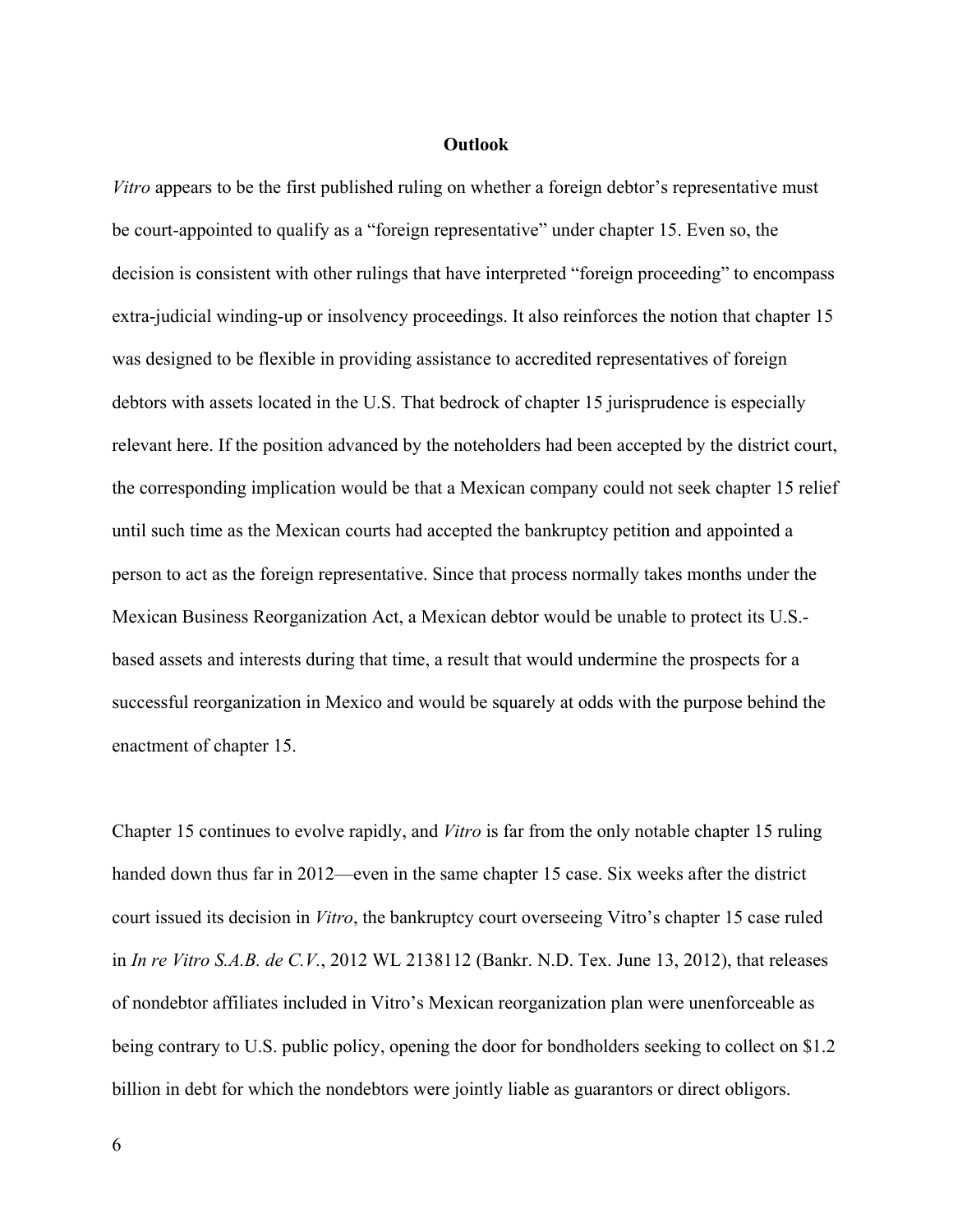## Outlook

*Vitro* appears to be the first published ruling on whether a foreign debtor's representative must be court-appointed to qualify as a "foreign representative" under chapter 15. Even so, the decision is consistent with other rulings that have interpreted "foreign proceeding" to encompass extra-judicial winding-up or insolvency proceedings. It also reinforces the notion that chapter 15 was designed to be flexible in providing assistance to accredited representatives of foreign debtors with assets located in the U.S. That bedrock of chapter 15 jurisprudence is especially relevant here. If the position advanced by the noteholders had been accepted by the district court, the corresponding implication would be that a Mexican company could not seek chapter 15 relief until such time as the Mexican courts had accepted the bankruptcy petition and appointed a person to act as the foreign representative. Since that process normally takes months under the Mexican Business Reorganization Act, a Mexican debtor would be unable to protect its U.S.-based assets and interests during that time, a result that would undermine the prospects for a successful reorganization in Mexico and would be squarely at odds with the purpose behind the enactment of chapter 15.

Chapter 15 continues to evolve rapidly, and *Vitro* is far from the only notable chapter 15 ruling handed down thus far in 2012—even in the same chapter 15 case. Six weeks after the district court issued its decision in *Vitro*, the bankruptcy court overseeing Vitro's chapter 15 case ruled in *In re Vitro S.A.B. de C.V.*, 2012 WL 2138112 (Bankr. N.D. Tex. June 13, 2012), that releases of nondebtor affiliates included in Vitro's Mexican reorganization plan were unenforceable as being contrary to U.S. public policy, opening the door for bondholders seeking to collect on $1.2 billion in debt for which the nondebtors were jointly liable as guarantors or direct obligors.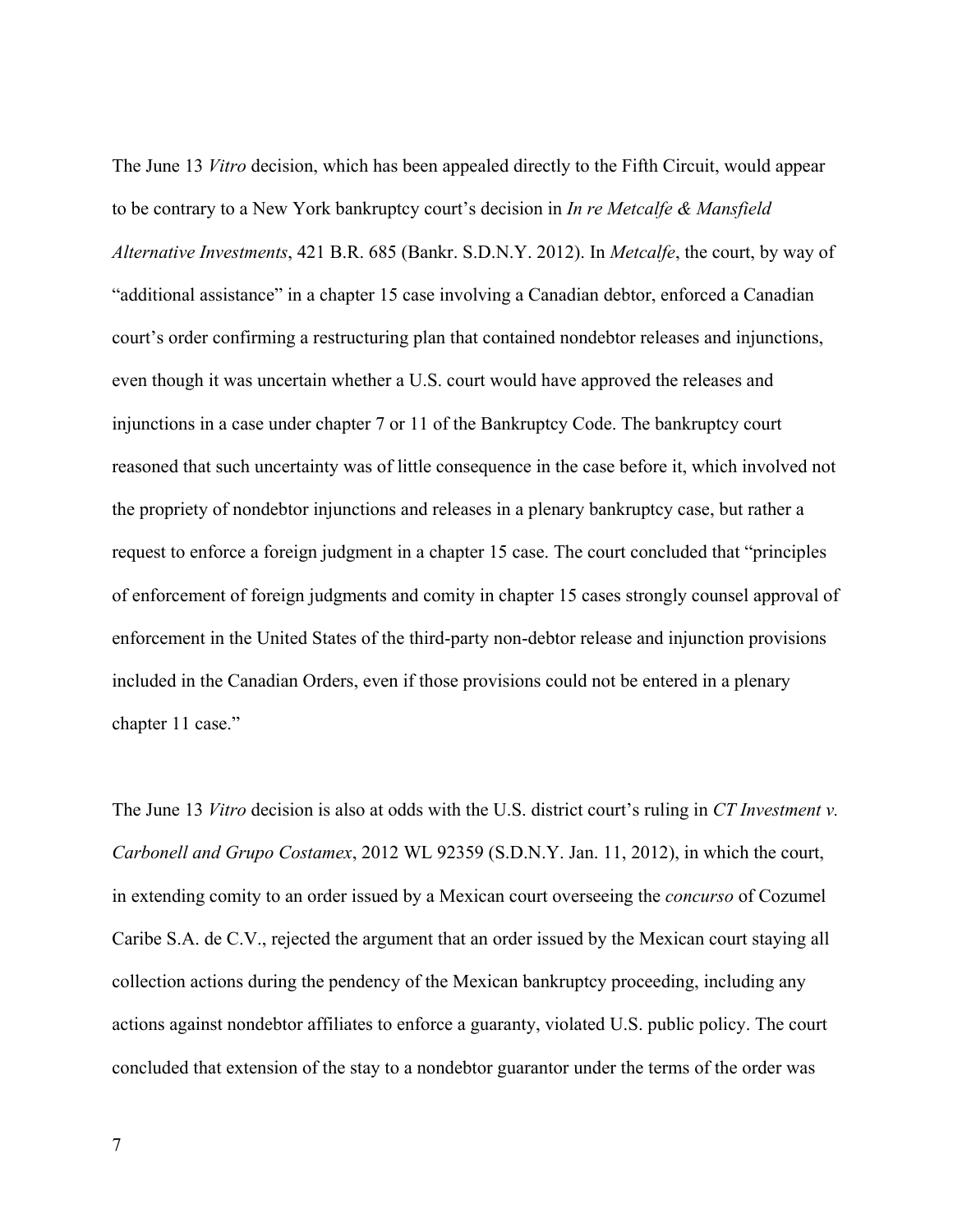The June 13 *Vitro* decision, which has been appealed directly to the Fifth Circuit, would appear to be contrary to a New York bankruptcy court's decision in *In re Metcalfe & Mansfield Alternative Investments*, 421 B.R. 685 (Bankr. S.D.N.Y. 2012). In *Metcalfe*, the court, by way of "additional assistance" in a chapter 15 case involving a Canadian debtor, enforced a Canadian court's order confirming a restructuring plan that contained nondebtor releases and injunctions, even though it was uncertain whether a U.S. court would have approved the releases and injunctions in a case under chapter 7 or 11 of the Bankruptcy Code. The bankruptcy court reasoned that such uncertainty was of little consequence in the case before it, which involved not the propriety of nondebtor injunctions and releases in a plenary bankruptcy case, but rather a request to enforce a foreign judgment in a chapter 15 case. The court concluded that "principles of enforcement of foreign judgments and comity in chapter 15 cases strongly counsel approval of enforcement in the United States of the third-party non-debtor release and injunction provisions included in the Canadian Orders, even if those provisions could not be entered in a plenary chapter 11 case."

The June 13 *Vitro* decision is also at odds with the U.S. district court's ruling in *CT Investment v. Carbonell and Grupo Costamex*, 2012 WL 92359 (S.D.N.Y. Jan. 11, 2012), in which the court, in extending comity to an order issued by a Mexican court overseeing the *concurso* of Cozumel Caribe S.A. de C.V., rejected the argument that an order issued by the Mexican court staying all collection actions during the pendency of the Mexican bankruptcy proceeding, including any actions against nondebtor affiliates to enforce a guaranty, violated U.S. public policy. The court concluded that extension of the stay to a nondebtor guarantor under the terms of the order was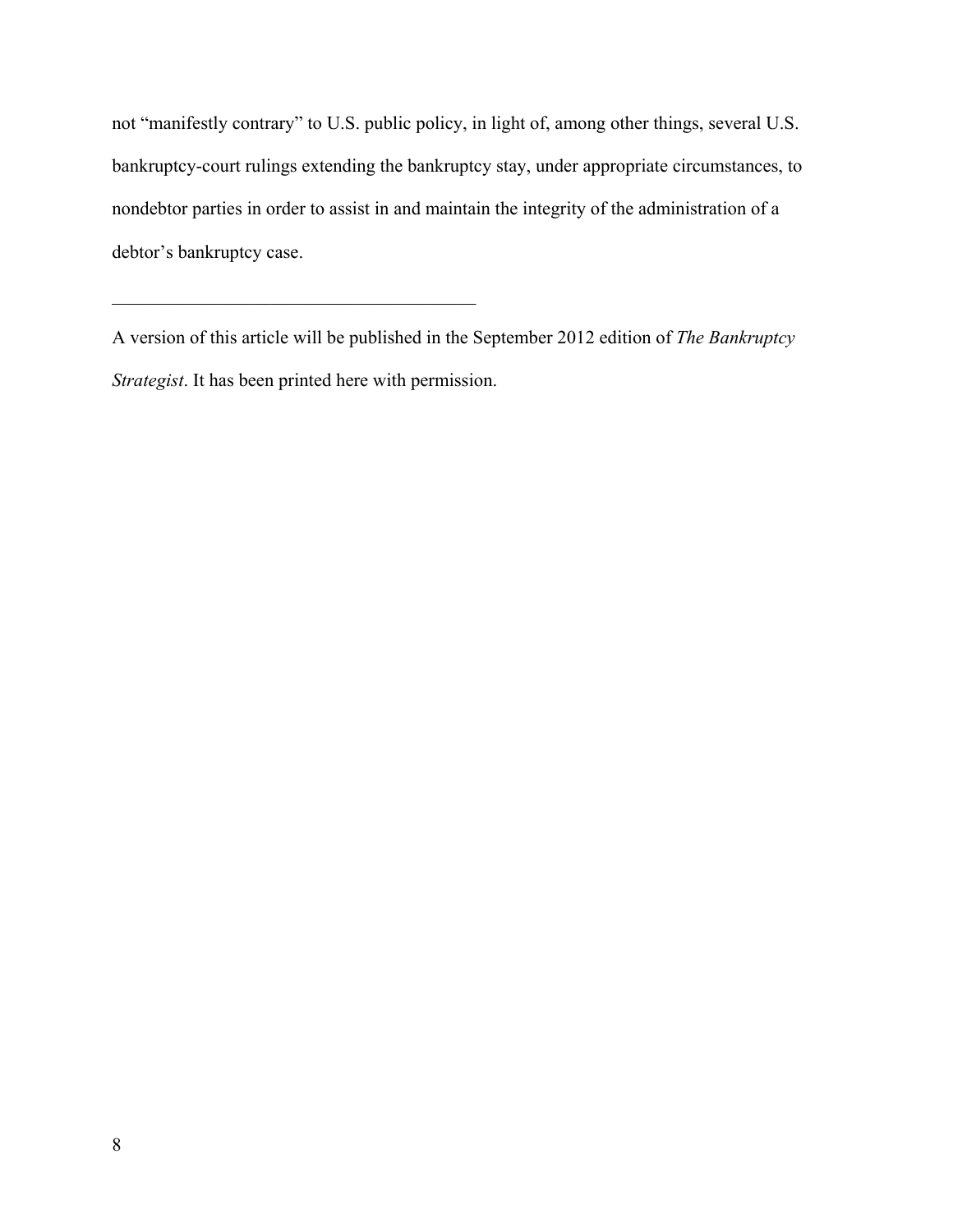not "manifestly contrary" to U.S. public policy, in light of, among other things, several U.S. bankruptcy-court rulings extending the bankruptcy stay, under appropriate circumstances, to nondebtor parties in order to assist in and maintain the integrity of the administration of a debtor's bankruptcy case.

---

A version of this article will be published in the September 2012 edition of *The Bankruptcy Strategist*. It has been printed here with permission.